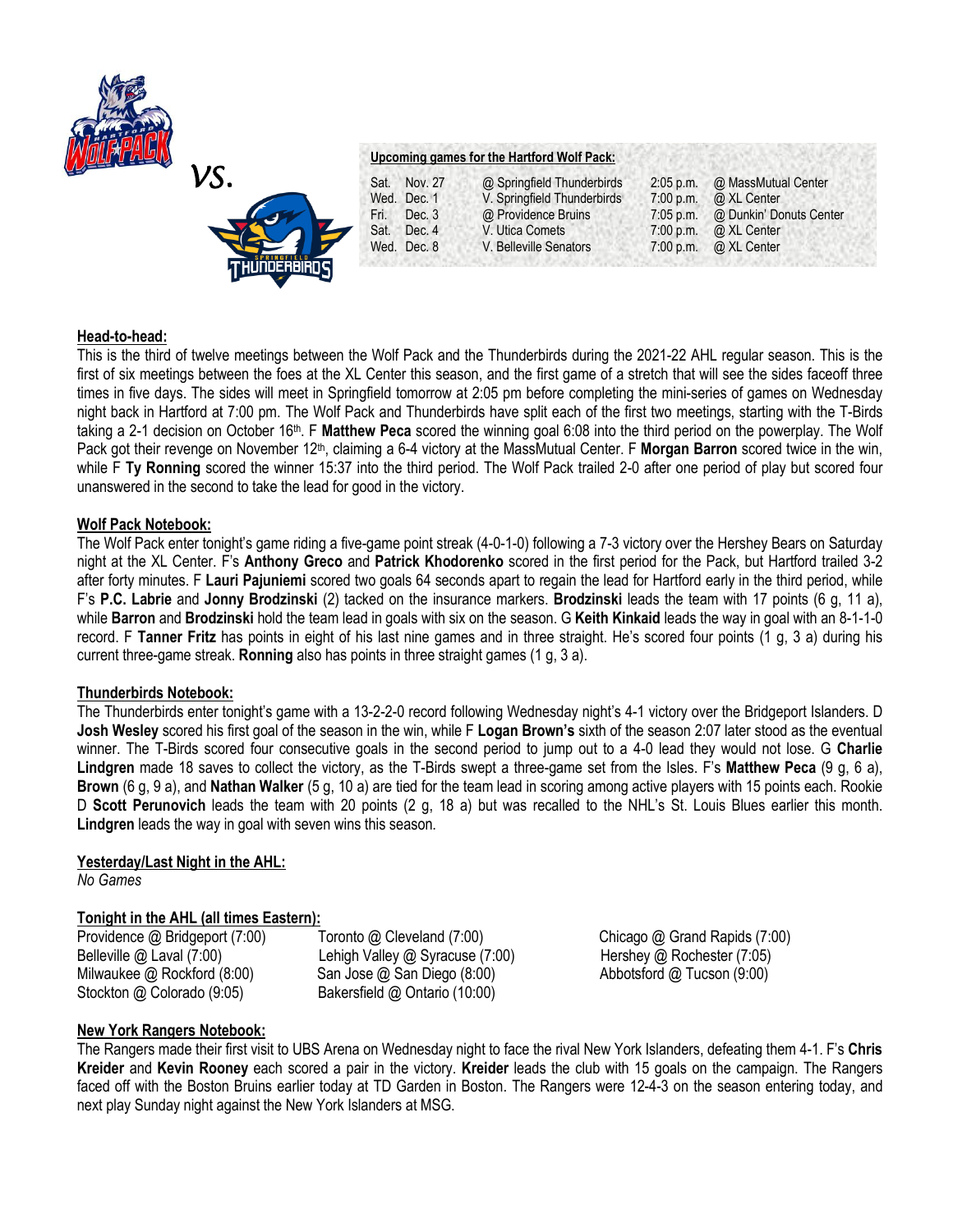vs.

**Upcoming games for the Hartford Wolf Pack:**

| | | | | |
|---|---|---|---|---|
| Sat. | Nov. 27 | @ Springfield Thunderbirds | 2:05 p.m. | @ MassMutual Center |
| Wed. | Dec. 1 | V. Springfield Thunderbirds | 7:00 p.m. | @ XL Center |
| Fri. | Dec. 3 | @ Providence Bruins | 7:05 p.m. | @ Dunkin' Donuts Center |
| Sat. | Dec. 4 | V. Utica Comets | 7:00 p.m. | @ XL Center |
| Wed. | Dec. 8 | V. Belleville Senators | 7:00 p.m. | @ XL Center |

**Head-to-head:**

This is the third of twelve meetings between the Wolf Pack and the Thunderbirds during the 2021-22 AHL regular season. This is the first of six meetings between the foes at the XL Center this season, and the first game of a stretch that will see the sides faceoff three times in five days. The sides will meet in Springfield tomorrow at 2:05 pm before completing the mini-series of games on Wednesday night back in Hartford at 7:00 pm. The Wolf Pack and Thunderbirds have split each of the first two meetings, starting with the T-Birds taking a 2-1 decision on October 16th. F **Matthew Peca** scored the winning goal 6:08 into the third period on the powerplay. The Wolf Pack got their revenge on November 12th, claiming a 6-4 victory at the MassMutual Center. F **Morgan Barron** scored twice in the win, while F **Ty Ronning** scored the winner 15:37 into the third period. The Wolf Pack trailed 2-0 after one period of play but scored four unanswered in the second to take the lead for good in the victory.

**Wolf Pack Notebook:**

The Wolf Pack enter tonight's game riding a five-game point streak (4-0-1-0) following a 7-3 victory over the Hershey Bears on Saturday night at the XL Center. F's **Anthony Greco** and **Patrick Khodorenko** scored in the first period for the Pack, but Hartford trailed 3-2 after forty minutes. F **Lauri Pajuniemi** scored two goals 64 seconds apart to regain the lead for Hartford early in the third period, while F's **P.C. Labrie** and **Jonny Brodzinski** (2) tacked on the insurance markers. **Brodzinski** leads the team with 17 points (6 g, 11 a), while **Barron** and **Brodzinski** hold the team lead in goals with six on the season. G **Keith Kinkaid** leads the way in goal with an 8-1-1-0 record. F **Tanner Fritz** has points in eight of his last nine games and in three straight. He's scored four points (1 g, 3 a) during his current three-game streak. **Ronning** also has points in three straight games (1 g, 3 a).

**Thunderbirds Notebook:**

The Thunderbirds enter tonight's game with a 13-2-2-0 record following Wednesday night's 4-1 victory over the Bridgeport Islanders. D **Josh Wesley** scored his first goal of the season in the win, while F **Logan Brown's** sixth of the season 2:07 later stood as the eventual winner. The T-Birds scored four consecutive goals in the second period to jump out to a 4-0 lead they would not lose. G **Charlie Lindgren** made 18 saves to collect the victory, as the T-Birds swept a three-game set from the Isles. F's **Matthew Peca** (9 g, 6 a), **Brown** (6 g, 9 a), and **Nathan Walker** (5 g, 10 a) are tied for the team lead in scoring among active players with 15 points each. Rookie D **Scott Perunovich** leads the team with 20 points (2 g, 18 a) but was recalled to the NHL's St. Louis Blues earlier this month. **Lindgren** leads the way in goal with seven wins this season.

**Yesterday/Last Night in the AHL:**

*No Games*

**Tonight in the AHL (all times Eastern):**

Providence @ Bridgeport (7:00)
Belleville @ Laval (7:00)
Milwaukee @ Rockford (8:00)
Stockton @ Colorado (9:05)
Toronto @ Cleveland (7:00)
Lehigh Valley @ Syracuse (7:00)
San Jose @ San Diego (8:00)
Bakersfield @ Ontario (10:00)
Chicago @ Grand Rapids (7:00)
Hershey @ Rochester (7:05)
Abbotsford @ Tucson (9:00)

**New York Rangers Notebook:**

The Rangers made their first visit to UBS Arena on Wednesday night to face the rival New York Islanders, defeating them 4-1. F's **Chris Kreider** and **Kevin Rooney** each scored a pair in the victory. **Kreider** leads the club with 15 goals on the campaign. The Rangers faced off with the Boston Bruins earlier today at TD Garden in Boston. The Rangers were 12-4-3 on the season entering today, and next play Sunday night against the New York Islanders at MSG.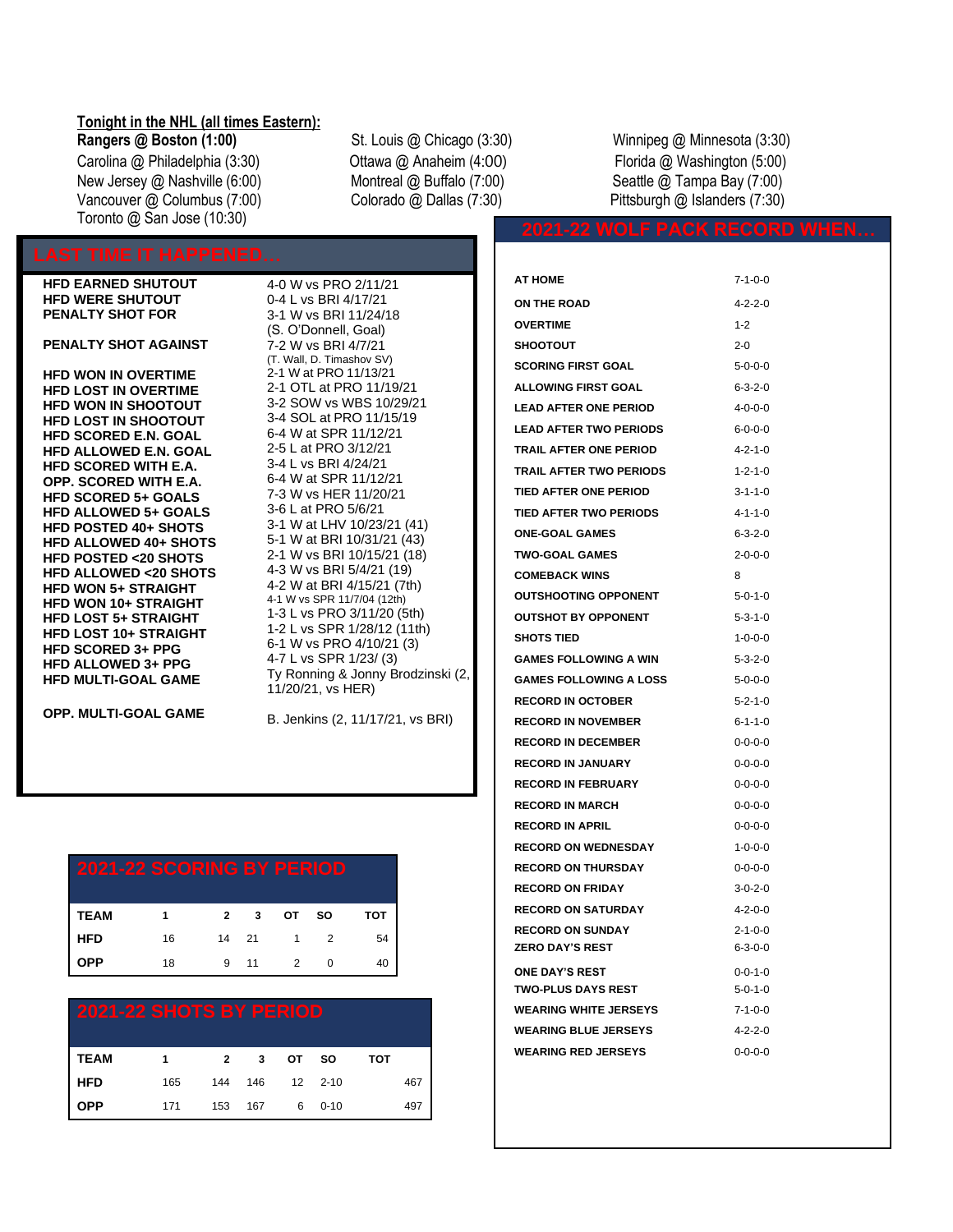## Tonight in the NHL (all times Eastern):

**Rangers @ Boston (1:00)**
Carolina @ Philadelphia (3:30)
New Jersey @ Nashville (6:00)
Vancouver @ Columbus (7:00)
Toronto @ San Jose (10:30)
St. Louis @ Chicago (3:30)
Ottawa @ Anaheim (4:00)
Montreal @ Buffalo (7:00)
Colorado @ Dallas (7:30)
Winnipeg @ Minnesota (3:30)
Florida @ Washington (5:00)
Seattle @ Tampa Bay (7:00)
Pittsburgh @ Islanders (7:30)

## LAST TIME IT HAPPENED…

| | |
|---|---|
| **HFD EARNED SHUTOUT** | 4-0 W vs PRO 2/11/21 |
| **HFD WERE SHUTOUT** | 0-4 L vs BRI 4/17/21 |
| **PENALTY SHOT FOR** | 3-1 W vs BRI 11/24/18 (S. O'Donnell, Goal) |
| **PENALTY SHOT AGAINST** | 7-2 W vs BRI 4/7/21 (T. Wall, D. Timashov SV) |
| **HFD WON IN OVERTIME** | 2-1 W at PRO 11/13/21 |
| **HFD LOST IN OVERTIME** | 2-1 OTL at PRO 11/19/21 |
| **HFD WON IN SHOOTOUT** | 3-2 SOW vs WBS 10/29/21 |
| **HFD LOST IN SHOOTOUT** | 3-4 SOL at PRO 11/15/19 |
| **HFD SCORED E.N. GOAL** | 6-4 W at SPR 11/12/21 |
| **HFD ALLOWED E.N. GOAL** | 2-5 L at PRO 3/12/21 |
| **HFD SCORED WITH E.A.** | 3-4 L vs BRI 4/24/21 |
| **OPP. SCORED WITH E.A.** | 6-4 W at SPR 11/12/21 |
| **HFD SCORED 5+ GOALS** | 7-3 W vs HER 11/20/21 |
| **HFD ALLOWED 5+ GOALS** | 3-6 L at PRO 5/6/21 |
| **HFD POSTED 40+ SHOTS** | 3-1 W at LHV 10/23/21 (41) |
| **HFD ALLOWED 40+ SHOTS** | 5-1 W at BRI 10/31/21 (43) |
| **HFD POSTED <20 SHOTS** | 2-1 W vs BRI 10/15/21 (18) |
| **HFD ALLOWED <20 SHOTS** | 4-3 W vs BRI 5/4/21 (19) |
| **HFD WON 5+ STRAIGHT** | 4-2 W at BRI 4/15/21 (7th) |
| **HFD WON 10+ STRAIGHT** | 4-1 W vs SPR 11/7/04 (12th) |
| **HFD LOST 5+ STRAIGHT** | 1-3 L vs PRO 3/11/20 (5th) |
| **HFD LOST 10+ STRAIGHT** | 1-2 L vs SPR 1/28/12 (11th) |
| **HFD SCORED 3+ PPG** | 6-1 W vs PRO 4/10/21 (3) |
| **HFD ALLOWED 3+ PPG** | 4-7 L vs SPR 1/23/ (3) |
| **HFD MULTI-GOAL GAME** | Ty Ronning & Jonny Brodzinski (2, 11/20/21, vs HER) |
| **OPP. MULTI-GOAL GAME** | B. Jenkins (2, 11/17/21, vs BRI) |

## 2021-22 SCORING BY PERIOD

| TEAM | 1 | 2 | 3 | OT | SO | TOT |
|---|---|---|---|---|---|---|
| HFD | 16 | 14 | 21 | 1 | 2 | 54 |
| OPP | 18 | 9 | 11 | 2 | 0 | 40 |

## 2021-22 SHOTS BY PERIOD

| TEAM | 1 | 2 | 3 | OT | SO | TOT |
|---|---|---|---|---|---|---|
| HFD | 165 | 144 | 146 | 12 | 2-10 | 467 |
| OPP | 171 | 153 | 167 | 6 | 0-10 | 497 |

## 2021-22 WOLF PACK RECORD WHEN…

| | |
|---|---|
| AT HOME | 7-1-0-0 |
| ON THE ROAD | 4-2-2-0 |
| OVERTIME | 1-2 |
| SHOOTOUT | 2-0 |
| SCORING FIRST GOAL | 5-0-0-0 |
| ALLOWING FIRST GOAL | 6-3-2-0 |
| LEAD AFTER ONE PERIOD | 4-0-0-0 |
| LEAD AFTER TWO PERIODS | 6-0-0-0 |
| TRAIL AFTER ONE PERIOD | 4-2-1-0 |
| TRAIL AFTER TWO PERIODS | 1-2-1-0 |
| TIED AFTER ONE PERIOD | 3-1-1-0 |
| TIED AFTER TWO PERIODS | 4-1-1-0 |
| ONE-GOAL GAMES | 6-3-2-0 |
| TWO-GOAL GAMES | 2-0-0-0 |
| COMEBACK WINS | 8 |
| OUTSHOOTING OPPONENT | 5-0-1-0 |
| OUTSHOT BY OPPONENT | 5-3-1-0 |
| SHOTS TIED | 1-0-0-0 |
| GAMES FOLLOWING A WIN | 5-3-2-0 |
| GAMES FOLLOWING A LOSS | 5-0-0-0 |
| RECORD IN OCTOBER | 5-2-1-0 |
| RECORD IN NOVEMBER | 6-1-1-0 |
| RECORD IN DECEMBER | 0-0-0-0 |
| RECORD IN JANUARY | 0-0-0-0 |
| RECORD IN FEBRUARY | 0-0-0-0 |
| RECORD IN MARCH | 0-0-0-0 |
| RECORD IN APRIL | 0-0-0-0 |
| RECORD ON WEDNESDAY | 1-0-0-0 |
| RECORD ON THURSDAY | 0-0-0-0 |
| RECORD ON FRIDAY | 3-0-2-0 |
| RECORD ON SATURDAY | 4-2-0-0 |
| RECORD ON SUNDAY | 2-1-0-0 |
| ZERO DAY'S REST | 6-3-0-0 |
| ONE DAY'S REST | 0-0-1-0 |
| TWO-PLUS DAYS REST | 5-0-1-0 |
| WEARING WHITE JERSEYS | 7-1-0-0 |
| WEARING BLUE JERSEYS | 4-2-2-0 |
| WEARING RED JERSEYS | 0-0-0-0 |